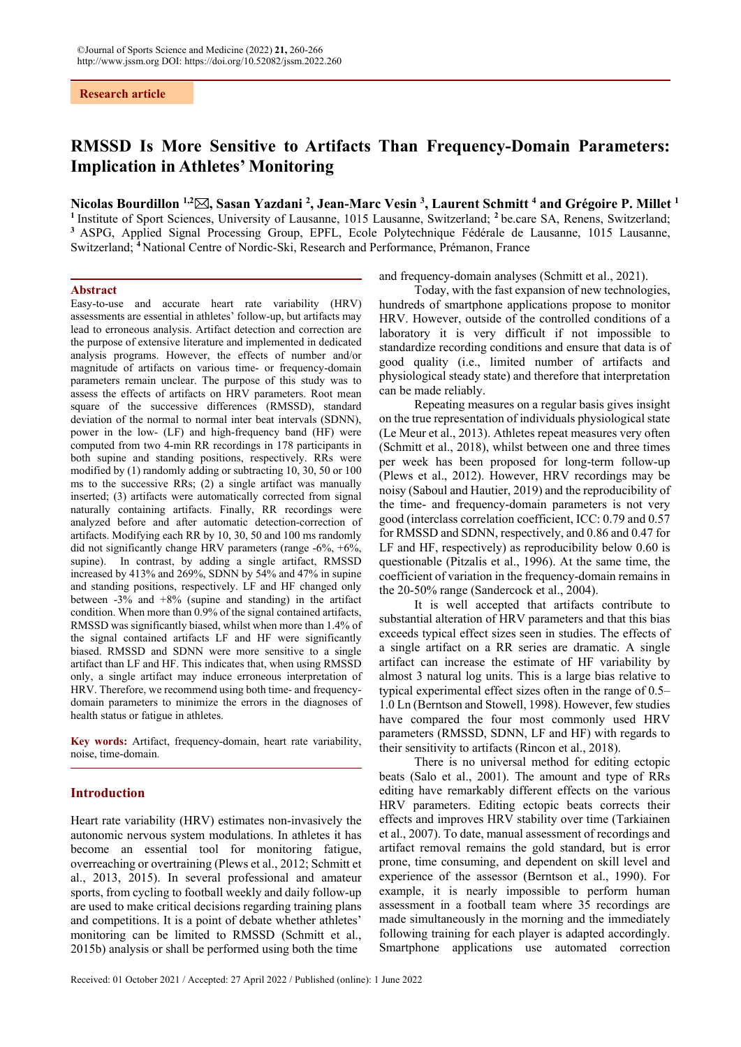Research article

# RMSSD Is More Sensitive to Artifacts Than Frequency-Domain Parameters: Implication in Athletes' Monitoring

**Nicolas Bourdillon [1,2]✉, Sasan Yazdani [2], Jean-Marc Vesin [3], Laurent Schmitt [4] and Grégoire P. Millet [1]**

[1] Institute of Sport Sciences, University of Lausanne, 1015 Lausanne, Switzerland; [2] be.care SA, Renens, Switzerland; [3] ASPG, Applied Signal Processing Group, EPFL, Ecole Polytechnique Fédérale de Lausanne, 1015 Lausanne, Switzerland; [4] National Centre of Nordic-Ski, Research and Performance, Prémanon, France

## Abstract

Easy-to-use and accurate heart rate variability (HRV) assessments are essential in athletes' follow-up, but artifacts may lead to erroneous analysis. Artifact detection and correction are the purpose of extensive literature and implemented in dedicated analysis programs. However, the effects of number and/or magnitude of artifacts on various time- or frequency-domain parameters remain unclear. The purpose of this study was to assess the effects of artifacts on HRV parameters. Root mean square of the successive differences (RMSSD), standard deviation of the normal to normal inter beat intervals (SDNN), power in the low- (LF) and high-frequency band (HF) were computed from two 4-min RR recordings in 178 participants in both supine and standing positions, respectively. RRs were modified by (1) randomly adding or subtracting 10, 30, 50 or 100 ms to the successive RRs; (2) a single artifact was manually inserted; (3) artifacts were automatically corrected from signal naturally containing artifacts. Finally, RR recordings were analyzed before and after automatic detection-correction of artifacts. Modifying each RR by 10, 30, 50 and 100 ms randomly did not significantly change HRV parameters (range -6%, +6%, supine). In contrast, by adding a single artifact, RMSSD increased by 413% and 269%, SDNN by 54% and 47% in supine and standing positions, respectively. LF and HF changed only between -3% and +8% (supine and standing) in the artifact condition. When more than 0.9% of the signal contained artifacts, RMSSD was significantly biased, whilst when more than 1.4% of the signal contained artifacts LF and HF were significantly biased. RMSSD and SDNN were more sensitive to a single artifact than LF and HF. This indicates that, when using RMSSD only, a single artifact may induce erroneous interpretation of HRV. Therefore, we recommend using both time- and frequency-domain parameters to minimize the errors in the diagnoses of health status or fatigue in athletes.

**Key words:** Artifact, frequency-domain, heart rate variability, noise, time-domain.

## Introduction

Heart rate variability (HRV) estimates non-invasively the autonomic nervous system modulations. In athletes it has become an essential tool for monitoring fatigue, overreaching or overtraining (Plews et al., 2012; Schmitt et al., 2013, 2015). In several professional and amateur sports, from cycling to football weekly and daily follow-up are used to make critical decisions regarding training plans and competitions. It is a point of debate whether athletes' monitoring can be limited to RMSSD (Schmitt et al., 2015b) analysis or shall be performed using both the time and frequency-domain analyses (Schmitt et al., 2021).

Today, with the fast expansion of new technologies, hundreds of smartphone applications propose to monitor HRV. However, outside of the controlled conditions of a laboratory it is very difficult if not impossible to standardize recording conditions and ensure that data is of good quality (i.e., limited number of artifacts and physiological steady state) and therefore that interpretation can be made reliably.

Repeating measures on a regular basis gives insight on the true representation of individuals physiological state (Le Meur et al., 2013). Athletes repeat measures very often (Schmitt et al., 2018), whilst between one and three times per week has been proposed for long-term follow-up (Plews et al., 2012). However, HRV recordings may be noisy (Saboul and Hautier, 2019) and the reproducibility of the time- and frequency-domain parameters is not very good (interclass correlation coefficient, ICC: 0.79 and 0.57 for RMSSD and SDNN, respectively, and 0.86 and 0.47 for LF and HF, respectively) as reproducibility below 0.60 is questionable (Pitzalis et al., 1996). At the same time, the coefficient of variation in the frequency-domain remains in the 20-50% range (Sandercock et al., 2004).

It is well accepted that artifacts contribute to substantial alteration of HRV parameters and that this bias exceeds typical effect sizes seen in studies. The effects of a single artifact on a RR series are dramatic. A single artifact can increase the estimate of HF variability by almost 3 natural log units. This is a large bias relative to typical experimental effect sizes often in the range of 0.5–1.0 Ln (Berntson and Stowell, 1998). However, few studies have compared the four most commonly used HRV parameters (RMSSD, SDNN, LF and HF) with regards to their sensitivity to artifacts (Rincon et al., 2018).

There is no universal method for editing ectopic beats (Salo et al., 2001). The amount and type of RRs editing have remarkably different effects on the various HRV parameters. Editing ectopic beats corrects their effects and improves HRV stability over time (Tarkiainen et al., 2007). To date, manual assessment of recordings and artifact removal remains the gold standard, but is error prone, time consuming, and dependent on skill level and experience of the assessor (Berntson et al., 1990). For example, it is nearly impossible to perform human assessment in a football team where 35 recordings are made simultaneously in the morning and the immediately following training for each player is adapted accordingly. Smartphone applications use automated correction

Received: 01 October 2021 / Accepted: 27 April 2022 / Published (online): 1 June 2022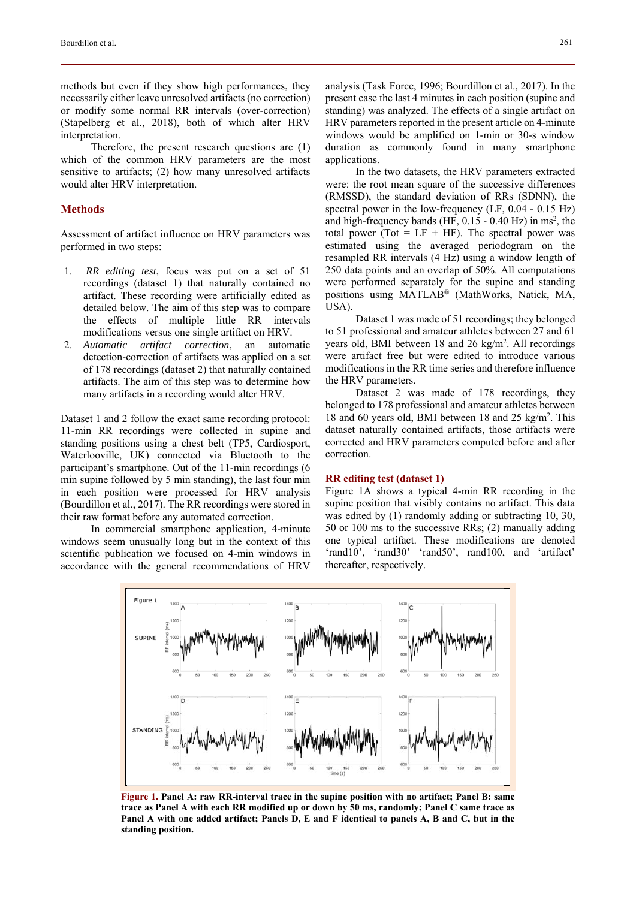methods but even if they show high performances, they necessarily either leave unresolved artifacts (no correction) or modify some normal RR intervals (over-correction) (Stapelberg et al., 2018), both of which alter HRV interpretation.

Therefore, the present research questions are (1) which of the common HRV parameters are the most sensitive to artifacts; (2) how many unresolved artifacts would alter HRV interpretation.

## Methods

Assessment of artifact influence on HRV parameters was performed in two steps:

1. *RR editing test*, focus was put on a set of 51 recordings (dataset 1) that naturally contained no artifact. These recording were artificially edited as detailed below. The aim of this step was to compare the effects of multiple little RR intervals modifications versus one single artifact on HRV.
2. *Automatic artifact correction*, an automatic detection-correction of artifacts was applied on a set of 178 recordings (dataset 2) that naturally contained artifacts. The aim of this step was to determine how many artifacts in a recording would alter HRV.

Dataset 1 and 2 follow the exact same recording protocol: 11-min RR recordings were collected in supine and standing positions using a chest belt (TP5, Cardiosport, Waterlooville, UK) connected via Bluetooth to the participant's smartphone. Out of the 11-min recordings (6 min supine followed by 5 min standing), the last four min in each position were processed for HRV analysis (Bourdillon et al., 2017). The RR recordings were stored in their raw format before any automated correction.

In commercial smartphone application, 4-minute windows seem unusually long but in the context of this scientific publication we focused on 4-min windows in accordance with the general recommendations of HRV analysis (Task Force, 1996; Bourdillon et al., 2017). In the present case the last 4 minutes in each position (supine and standing) was analyzed. The effects of a single artifact on HRV parameters reported in the present article on 4-minute windows would be amplified on 1-min or 30-s window duration as commonly found in many smartphone applications.

In the two datasets, the HRV parameters extracted were: the root mean square of the successive differences (RMSSD), the standard deviation of RRs (SDNN), the spectral power in the low-frequency (LF, 0.04 - 0.15 Hz) and high-frequency bands (HF, 0.15 - 0.40 Hz) in $ms^2$, the total power (Tot = LF + HF). The spectral power was estimated using the averaged periodogram on the resampled RR intervals (4 Hz) using a window length of 250 data points and an overlap of 50%. All computations were performed separately for the supine and standing positions using MATLAB® (MathWorks, Natick, MA, USA).

Dataset 1 was made of 51 recordings; they belonged to 51 professional and amateur athletes between 27 and 61 years old, BMI between 18 and 26 $kg/m^2$. All recordings were artifact free but were edited to introduce various modifications in the RR time series and therefore influence the HRV parameters.

Dataset 2 was made of 178 recordings, they belonged to 178 professional and amateur athletes between 18 and 60 years old, BMI between 18 and 25 $kg/m^2$. This dataset naturally contained artifacts, those artifacts were corrected and HRV parameters computed before and after correction.

### RR editing test (dataset 1)

Figure 1A shows a typical 4-min RR recording in the supine position that visibly contains no artifact. This data was edited by (1) randomly adding or subtracting 10, 30, 50 or 100 ms to the successive RRs; (2) manually adding one typical artifact. These modifications are denoted 'rand10', 'rand30' 'rand50', rand100, and 'artifact' thereafter, respectively.

**Figure 1. Panel A: raw RR-interval trace in the supine position with no artifact; Panel B: same trace as Panel A with each RR modified up or down by 50 ms, randomly; Panel C same trace as Panel A with one added artifact; Panels D, E and F identical to panels A, B and C, but in the standing position.**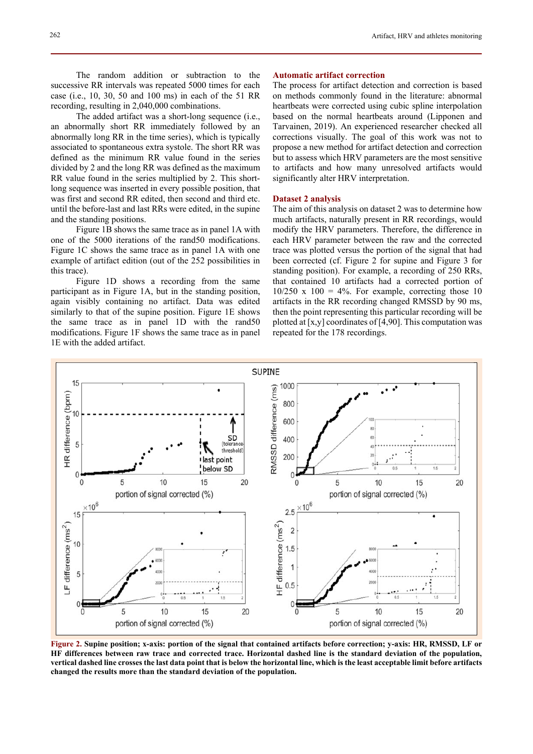The random addition or subtraction to the successive RR intervals was repeated 5000 times for each case (i.e., 10, 30, 50 and 100 ms) in each of the 51 RR recording, resulting in 2,040,000 combinations.

The added artifact was a short-long sequence (i.e., an abnormally short RR immediately followed by an abnormally long RR in the time series), which is typically associated to spontaneous extra systole. The short RR was defined as the minimum RR value found in the series divided by 2 and the long RR was defined as the maximum RR value found in the series multiplied by 2. This short-long sequence was inserted in every possible position, that was first and second RR edited, then second and third etc. until the before-last and last RRs were edited, in the supine and the standing positions.

Figure 1B shows the same trace as in panel 1A with one of the 5000 iterations of the rand50 modifications. Figure 1C shows the same trace as in panel 1A with one example of artifact edition (out of the 252 possibilities in this trace).

Figure 1D shows a recording from the same participant as in Figure 1A, but in the standing position, again visibly containing no artifact. Data was edited similarly to that of the supine position. Figure 1E shows the same trace as in panel 1D with the rand50 modifications. Figure 1F shows the same trace as in panel 1E with the added artifact.

## Automatic artifact correction

The process for artifact detection and correction is based on methods commonly found in the literature: abnormal heartbeats were corrected using cubic spline interpolation based on the normal heartbeats around (Lipponen and Tarvainen, 2019). An experienced researcher checked all corrections visually. The goal of this work was not to propose a new method for artifact detection and correction but to assess which HRV parameters are the most sensitive to artifacts and how many unresolved artifacts would significantly alter HRV interpretation.

## Dataset 2 analysis

The aim of this analysis on dataset 2 was to determine how much artifacts, naturally present in RR recordings, would modify the HRV parameters. Therefore, the difference in each HRV parameter between the raw and the corrected trace was plotted versus the portion of the signal that had been corrected (cf. Figure 2 for supine and Figure 3 for standing position). For example, a recording of 250 RRs, that contained 10 artifacts had a corrected portion of 10/250 x 100 = 4%. For example, correcting those 10 artifacts in the RR recording changed RMSSD by 90 ms, then the point representing this particular recording will be plotted at [x,y] coordinates of [4,90]. This computation was repeated for the 178 recordings.

**Figure 2.** **Supine position; x-axis: portion of the signal that contained artifacts before correction; y-axis: HR, RMSSD, LF or HF differences between raw trace and corrected trace. Horizontal dashed line is the standard deviation of the population, vertical dashed line crosses the last data point that is below the horizontal line, which is the least acceptable limit before artifacts changed the results more than the standard deviation of the population.**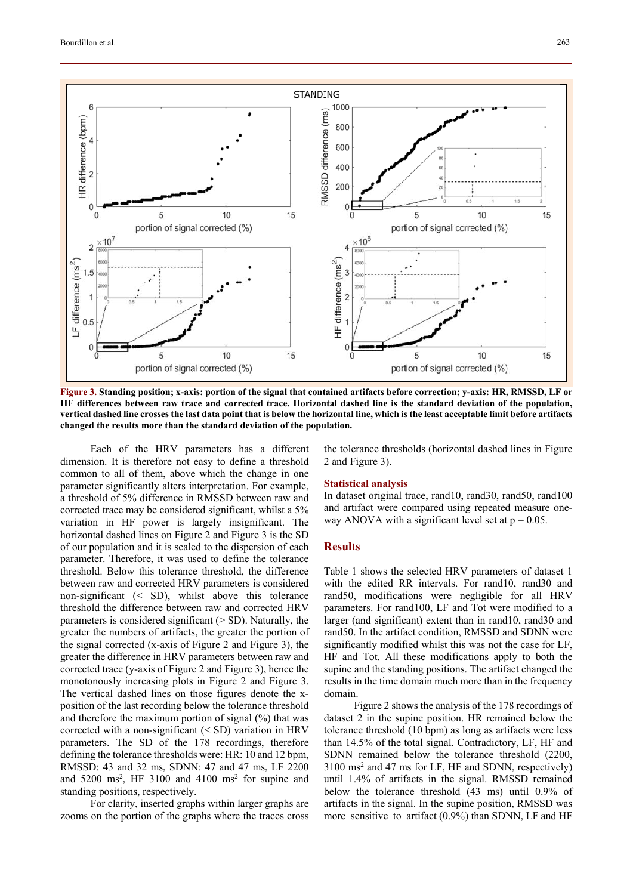**Figure 3.** Standing position; x-axis: portion of the signal that contained artifacts before correction; y-axis: HR, RMSSD, LF or HF differences between raw trace and corrected trace. Horizontal dashed line is the standard deviation of the population, vertical dashed line crosses the last data point that is below the horizontal line, which is the least acceptable limit before artifacts changed the results more than the standard deviation of the population.

Each of the HRV parameters has a different dimension. It is therefore not easy to define a threshold common to all of them, above which the change in one parameter significantly alters interpretation. For example, a threshold of 5% difference in RMSSD between raw and corrected trace may be considered significant, whilst a 5% variation in HF power is largely insignificant. The horizontal dashed lines on Figure 2 and Figure 3 is the SD of our population and it is scaled to the dispersion of each parameter. Therefore, it was used to define the tolerance threshold. Below this tolerance threshold, the difference between raw and corrected HRV parameters is considered non-significant (< SD), whilst above this tolerance threshold the difference between raw and corrected HRV parameters is considered significant (> SD). Naturally, the greater the numbers of artifacts, the greater the portion of the signal corrected (x-axis of Figure 2 and Figure 3), the greater the difference in HRV parameters between raw and corrected trace (y-axis of Figure 2 and Figure 3), hence the monotonously increasing plots in Figure 2 and Figure 3. The vertical dashed lines on those figures denote the x-position of the last recording below the tolerance threshold and therefore the maximum portion of signal (%) that was corrected with a non-significant (< SD) variation in HRV parameters. The SD of the 178 recordings, therefore defining the tolerance thresholds were: HR: 10 and 12 bpm, RMSSD: 43 and 32 ms, SDNN: 47 and 47 ms, LF 2200 and 5200 ms$^2$, HF 3100 and 4100 ms$^2$ for supine and standing positions, respectively.

For clarity, inserted graphs within larger graphs are zooms on the portion of the graphs where the traces cross the tolerance thresholds (horizontal dashed lines in Figure 2 and Figure 3).

### Statistical analysis

In dataset original trace, rand10, rand30, rand50, rand100 and artifact were compared using repeated measure one-way ANOVA with a significant level set at $p = 0.05$.

## Results

Table 1 shows the selected HRV parameters of dataset 1 with the edited RR intervals. For rand10, rand30 and rand50, modifications were negligible for all HRV parameters. For rand100, LF and Tot were modified to a larger (and significant) extent than in rand10, rand30 and rand50. In the artifact condition, RMSSD and SDNN were significantly modified whilst this was not the case for LF, HF and Tot. All these modifications apply to both the supine and the standing positions. The artifact changed the results in the time domain much more than in the frequency domain.

Figure 2 shows the analysis of the 178 recordings of dataset 2 in the supine position. HR remained below the tolerance threshold (10 bpm) as long as artifacts were less than 14.5% of the total signal. Contradictory, LF, HF and SDNN remained below the tolerance threshold (2200, 3100 ms$^2$ and 47 ms for LF, HF and SDNN, respectively) until 1.4% of artifacts in the signal. RMSSD remained below the tolerance threshold (43 ms) until 0.9% of artifacts in the signal. In the supine position, RMSSD was more sensitive to artifact (0.9%) than SDNN, LF and HF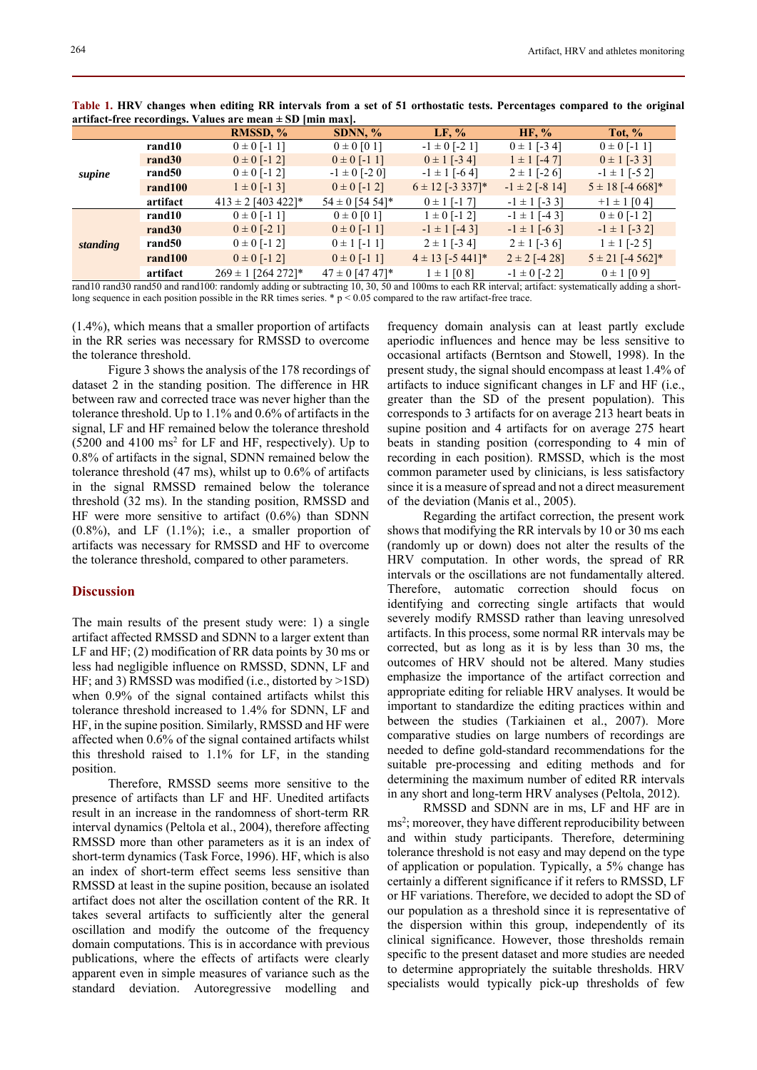**Table 1. HRV changes when editing RR intervals from a set of 51 orthostatic tests. Percentages compared to the original artifact-free recordings. Values are mean ± SD [min max].**

| | | RMSSD, % | SDNN, % | LF, % | HF, % | Tot, % |
|---|---|---|---|---|---|---|
| *supine* | **rand10** | 0 ± 0 [-1 1] | 0 ± 0 [0 1] | -1 ± 0 [-2 1] | 0 ± 1 [-3 4] | 0 ± 0 [-1 1] |
| | **rand30** | 0 ± 0 [-1 2] | 0 ± 0 [-1 1] | 0 ± 1 [-3 4] | 1 ± 1 [-4 7] | 0 ± 1 [-3 3] |
| | **rand50** | 0 ± 0 [-1 2] | -1 ± 0 [-2 0] | -1 ± 1 [-6 4] | 2 ± 1 [-2 6] | -1 ± 1 [-5 2] |
| | **rand100** | 1 ± 0 [-1 3] | 0 ± 0 [-1 2] | 6 ± 12 [-3 337]* | -1 ± 2 [-8 14] | 5 ± 18 [-4 668]* |
| | **artifact** | 413 ± 2 [403 422]* | 54 ± 0 [54 54]* | 0 ± 1 [-1 7] | -1 ± 1 [-3 3] | +1 ± 1 [0 4] |
| *standing* | **rand10** | 0 ± 0 [-1 1] | 0 ± 0 [0 1] | 1 ± 0 [-1 2] | -1 ± 1 [-4 3] | 0 ± 0 [-1 2] |
| | **rand30** | 0 ± 0 [-2 1] | 0 ± 0 [-1 1] | -1 ± 1 [-4 3] | -1 ± 1 [-6 3] | -1 ± 1 [-3 2] |
| | **rand50** | 0 ± 0 [-1 2] | 0 ± 1 [-1 1] | 2 ± 1 [-3 4] | 2 ± 1 [-3 6] | 1 ± 1 [-2 5] |
| | **rand100** | 0 ± 0 [-1 2] | 0 ± 0 [-1 1] | 4 ± 13 [-5 441]* | 2 ± 2 [-4 28] | 5 ± 21 [-4 562]* |
| | **artifact** | 269 ± 1 [264 272]* | 47 ± 0 [47 47]* | 1 ± 1 [0 8] | -1 ± 0 [-2 2] | 0 ± 1 [0 9] |

rand10 rand30 rand50 and rand100: randomly adding or subtracting 10, 30, 50 and 100ms to each RR interval; artifact: systematically adding a short-long sequence in each position possible in the RR times series. * $p < 0.05$ compared to the raw artifact-free trace.

(1.4%), which means that a smaller proportion of artifacts in the RR series was necessary for RMSSD to overcome the tolerance threshold.

Figure 3 shows the analysis of the 178 recordings of dataset 2 in the standing position. The difference in HR between raw and corrected trace was never higher than the tolerance threshold. Up to 1.1% and 0.6% of artifacts in the signal, LF and HF remained below the tolerance threshold (5200 and 4100 $ms^2$ for LF and HF, respectively). Up to 0.8% of artifacts in the signal, SDNN remained below the tolerance threshold (47 ms), whilst up to 0.6% of artifacts in the signal RMSSD remained below the tolerance threshold (32 ms). In the standing position, RMSSD and HF were more sensitive to artifact (0.6%) than SDNN (0.8%), and LF (1.1%); i.e., a smaller proportion of artifacts was necessary for RMSSD and HF to overcome the tolerance threshold, compared to other parameters.

## Discussion

The main results of the present study were: 1) a single artifact affected RMSSD and SDNN to a larger extent than LF and HF; (2) modification of RR data points by 30 ms or less had negligible influence on RMSSD, SDNN, LF and HF; and 3) RMSSD was modified (i.e., distorted by >1SD) when 0.9% of the signal contained artifacts whilst this tolerance threshold increased to 1.4% for SDNN, LF and HF, in the supine position. Similarly, RMSSD and HF were affected when 0.6% of the signal contained artifacts whilst this threshold raised to 1.1% for LF, in the standing position.

Therefore, RMSSD seems more sensitive to the presence of artifacts than LF and HF. Unedited artifacts result in an increase in the randomness of short-term RR interval dynamics (Peltola et al., 2004), therefore affecting RMSSD more than other parameters as it is an index of short-term dynamics (Task Force, 1996). HF, which is also an index of short-term effect seems less sensitive than RMSSD at least in the supine position, because an isolated artifact does not alter the oscillation content of the RR. It takes several artifacts to sufficiently alter the general oscillation and modify the outcome of the frequency domain computations. This is in accordance with previous publications, where the effects of artifacts were clearly apparent even in simple measures of variance such as the standard deviation. Autoregressive modelling and frequency domain analysis can at least partly exclude aperiodic influences and hence may be less sensitive to occasional artifacts (Berntson and Stowell, 1998). In the present study, the signal should encompass at least 1.4% of artifacts to induce significant changes in LF and HF (i.e., greater than the SD of the present population). This corresponds to 3 artifacts for on average 213 heart beats in supine position and 4 artifacts for on average 275 heart beats in standing position (corresponding to 4 min of recording in each position). RMSSD, which is the most common parameter used by clinicians, is less satisfactory since it is a measure of spread and not a direct measurement of the deviation (Manis et al., 2005).

Regarding the artifact correction, the present work shows that modifying the RR intervals by 10 or 30 ms each (randomly up or down) does not alter the results of the HRV computation. In other words, the spread of RR intervals or the oscillations are not fundamentally altered. Therefore, automatic correction should focus on identifying and correcting single artifacts that would severely modify RMSSD rather than leaving unresolved artifacts. In this process, some normal RR intervals may be corrected, but as long as it is by less than 30 ms, the outcomes of HRV should not be altered. Many studies emphasize the importance of the artifact correction and appropriate editing for reliable HRV analyses. It would be important to standardize the editing practices within and between the studies (Tarkiainen et al., 2007). More comparative studies on large numbers of recordings are needed to define gold-standard recommendations for the suitable pre-processing and editing methods and for determining the maximum number of edited RR intervals in any short and long-term HRV analyses (Peltola, 2012).

RMSSD and SDNN are in ms, LF and HF are in $ms^2$; moreover, they have different reproducibility between and within study participants. Therefore, determining tolerance threshold is not easy and may depend on the type of application or population. Typically, a 5% change has certainly a different significance if it refers to RMSSD, LF or HF variations. Therefore, we decided to adopt the SD of our population as a threshold since it is representative of the dispersion within this group, independently of its clinical significance. However, those thresholds remain specific to the present dataset and more studies are needed to determine appropriately the suitable thresholds. HRV specialists would typically pick-up thresholds of few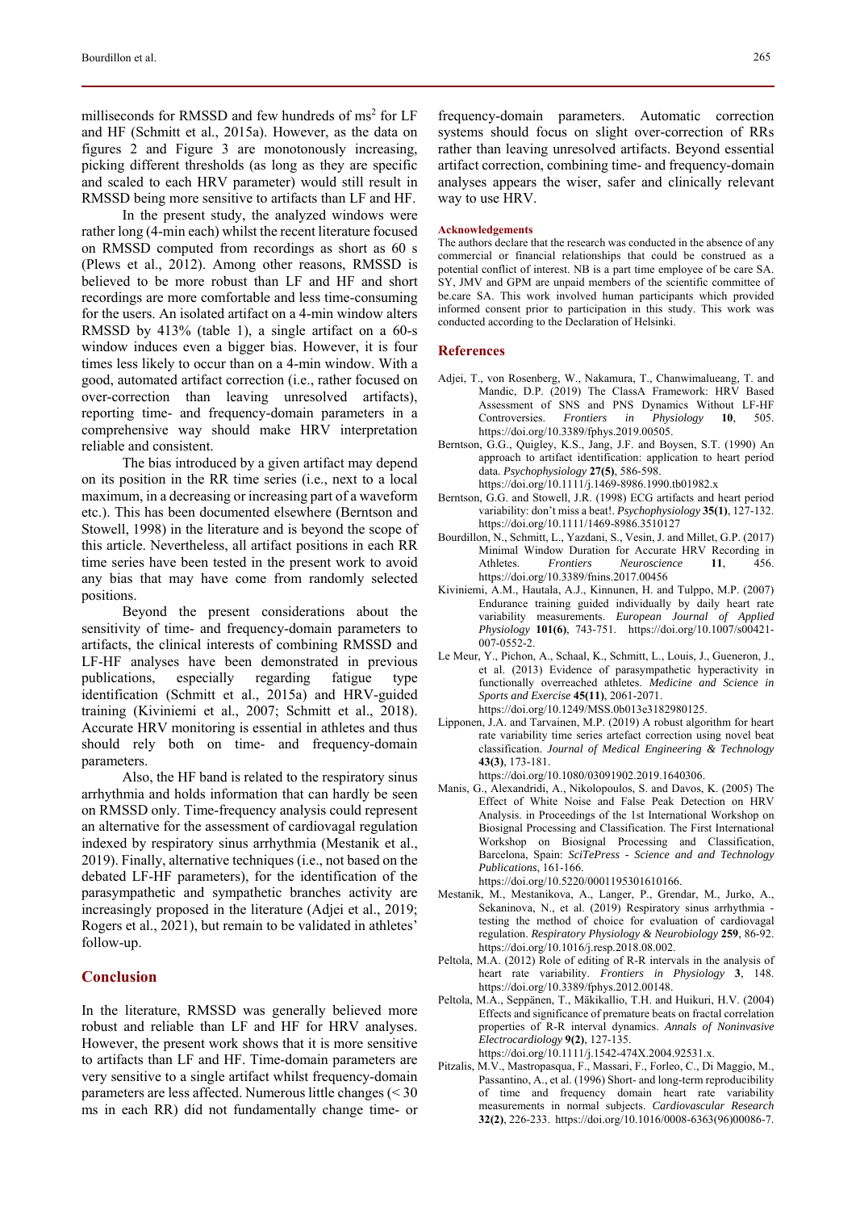milliseconds for RMSSD and few hundreds of $ms^2$ for LF and HF (Schmitt et al., 2015a). However, as the data on figures 2 and Figure 3 are monotonously increasing, picking different thresholds (as long as they are specific and scaled to each HRV parameter) would still result in RMSSD being more sensitive to artifacts than LF and HF.

In the present study, the analyzed windows were rather long (4-min each) whilst the recent literature focused on RMSSD computed from recordings as short as 60 s (Plews et al., 2012). Among other reasons, RMSSD is believed to be more robust than LF and HF and short recordings are more comfortable and less time-consuming for the users. An isolated artifact on a 4-min window alters RMSSD by 413% (table 1), a single artifact on a 60-s window induces even a bigger bias. However, it is four times less likely to occur than on a 4-min window. With a good, automated artifact correction (i.e., rather focused on over-correction than leaving unresolved artifacts), reporting time- and frequency-domain parameters in a comprehensive way should make HRV interpretation reliable and consistent.

The bias introduced by a given artifact may depend on its position in the RR time series (i.e., next to a local maximum, in a decreasing or increasing part of a waveform etc.). This has been documented elsewhere (Berntson and Stowell, 1998) in the literature and is beyond the scope of this article. Nevertheless, all artifact positions in each RR time series have been tested in the present work to avoid any bias that may have come from randomly selected positions.

Beyond the present considerations about the sensitivity of time- and frequency-domain parameters to artifacts, the clinical interests of combining RMSSD and LF-HF analyses have been demonstrated in previous publications, especially regarding fatigue type identification (Schmitt et al., 2015a) and HRV-guided training (Kiviniemi et al., 2007; Schmitt et al., 2018). Accurate HRV monitoring is essential in athletes and thus should rely both on time- and frequency-domain parameters.

Also, the HF band is related to the respiratory sinus arrhythmia and holds information that can hardly be seen on RMSSD only. Time-frequency analysis could represent an alternative for the assessment of cardiovagal regulation indexed by respiratory sinus arrhythmia (Mestanik et al., 2019). Finally, alternative techniques (i.e., not based on the debated LF-HF parameters), for the identification of the parasympathetic and sympathetic branches activity are increasingly proposed in the literature (Adjei et al., 2019; Rogers et al., 2021), but remain to be validated in athletes' follow-up.

## Conclusion

In the literature, RMSSD was generally believed more robust and reliable than LF and HF for HRV analyses. However, the present work shows that it is more sensitive to artifacts than LF and HF. Time-domain parameters are very sensitive to a single artifact whilst frequency-domain parameters are less affected. Numerous little changes (< 30 ms in each RR) did not fundamentally change time- or frequency-domain parameters. Automatic correction systems should focus on slight over-correction of RRs rather than leaving unresolved artifacts. Beyond essential artifact correction, combining time- and frequency-domain analyses appears the wiser, safer and clinically relevant way to use HRV.

#### Acknowledgements

The authors declare that the research was conducted in the absence of any commercial or financial relationships that could be construed as a potential conflict of interest. NB is a part time employee of be care SA. SY, JMV and GPM are unpaid members of the scientific committee of be.care SA. This work involved human participants which provided informed consent prior to participation in this study. This work was conducted according to the Declaration of Helsinki.

## References

Adjei, T., von Rosenberg, W., Nakamura, T., Chanwimalueang, T. and Mandic, D.P. (2019) The ClassA Framework: HRV Based Assessment of SNS and PNS Dynamics Without LF-HF Controversies. *Frontiers in Physiology* **10**, 505. https://doi.org/10.3389/fphys.2019.00505.

Berntson, G.G., Quigley, K.S., Jang, J.F. and Boysen, S.T. (1990) An approach to artifact identification: application to heart period data. *Psychophysiology* **27(5)**, 586-598. https://doi.org/10.1111/j.1469-8986.1990.tb01982.x

Berntson, G.G. and Stowell, J.R. (1998) ECG artifacts and heart period variability: don't miss a beat!. *Psychophysiology* **35(1)**, 127-132. https://doi.org/10.1111/1469-8986.3510127

Bourdillon, N., Schmitt, L., Yazdani, S., Vesin, J. and Millet, G.P. (2017) Minimal Window Duration for Accurate HRV Recording in Athletes. *Frontiers Neuroscience* **11**, 456. https://doi.org/10.3389/fnins.2017.00456

Kiviniemi, A.M., Hautala, A.J., Kinnunen, H. and Tulppo, M.P. (2007) Endurance training guided individually by daily heart rate variability measurements. *European Journal of Applied Physiology* **101(6)**, 743-751. https://doi.org/10.1007/s00421-007-0552-2.

Le Meur, Y., Pichon, A., Schaal, K., Schmitt, L., Louis, J., Gueneron, J., et al. (2013) Evidence of parasympathetic hyperactivity in functionally overreached athletes. *Medicine and Science in Sports and Exercise* **45(11)**, 2061-2071. https://doi.org/10.1249/MSS.0b013e3182980125.

Lipponen, J.A. and Tarvainen, M.P. (2019) A robust algorithm for heart rate variability time series artefact correction using novel beat classification. *Journal of Medical Engineering & Technology* **43(3)**, 173-181. https://doi.org/10.1080/03091902.2019.1640306.

Manis, G., Alexandridi, A., Nikolopoulos, S. and Davos, K. (2005) The Effect of White Noise and False Peak Detection on HRV Analysis. in Proceedings of the 1st International Workshop on Biosignal Processing and Classification. The First International Workshop on Biosignal Processing and Classification, Barcelona, Spain: *SciTePress - Science and and Technology Publications*, 161-166. https://doi.org/10.5220/0001195301610166.

Mestanik, M., Mestanikova, A., Langer, P., Grendar, M., Jurko, A., Sekaninova, N., et al. (2019) Respiratory sinus arrhythmia - testing the method of choice for evaluation of cardiovagal regulation. *Respiratory Physiology & Neurobiology* **259**, 86-92. https://doi.org/10.1016/j.resp.2018.08.002.

Peltola, M.A. (2012) Role of editing of R-R intervals in the analysis of heart rate variability. *Frontiers in Physiology* **3**, 148. https://doi.org/10.3389/fphys.2012.00148.

Peltola, M.A., Seppänen, T., Mäkikallio, T.H. and Huikuri, H.V. (2004) Effects and significance of premature beats on fractal correlation properties of R-R interval dynamics. *Annals of Noninvasive Electrocardiology* **9(2)**, 127-135. https://doi.org/10.1111/j.1542-474X.2004.92531.x.

Pitzalis, M.V., Mastropasqua, F., Massari, F., Forleo, C., Di Maggio, M., Passantino, A., et al. (1996) Short- and long-term reproducibility of time and frequency domain heart rate variability measurements in normal subjects. *Cardiovascular Research* **32(2)**, 226-233. https://doi.org/10.1016/0008-6363(96)00086-7.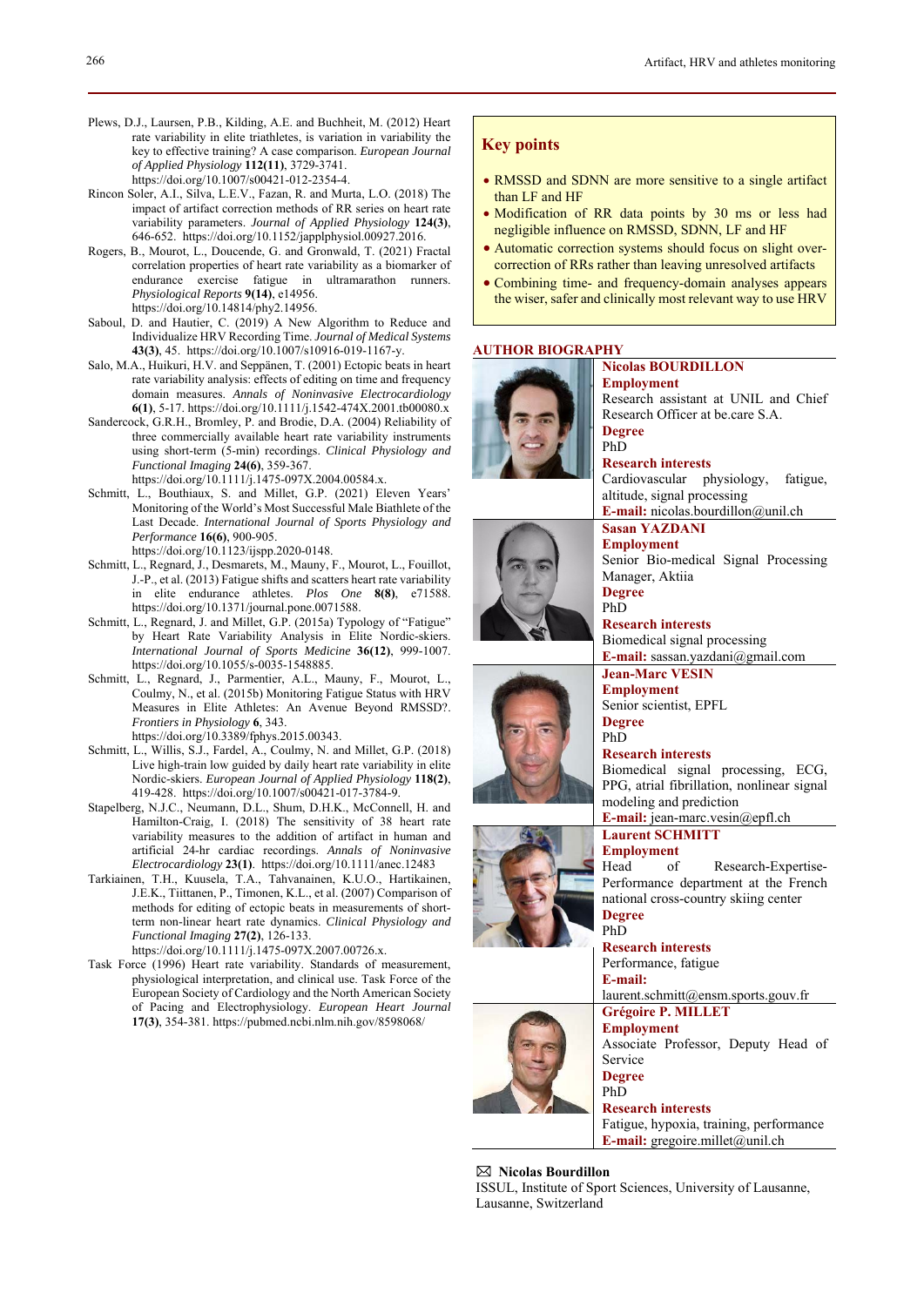Plews, D.J., Laursen, P.B., Kilding, A.E. and Buchheit, M. (2012) Heart rate variability in elite triathletes, is variation in variability the key to effective training? A case comparison. *European Journal of Applied Physiology* **112(11)**, 3729-3741. https://doi.org/10.1007/s00421-012-2354-4.

Rincon Soler, A.I., Silva, L.E.V., Fazan, R. and Murta, L.O. (2018) The impact of artifact correction methods of RR series on heart rate variability parameters. *Journal of Applied Physiology* **124(3)**, 646-652. https://doi.org/10.1152/japplphysiol.00927.2016.

Rogers, B., Mourot, L., Doucende, G. and Gronwald, T. (2021) Fractal correlation properties of heart rate variability as a biomarker of endurance exercise fatigue in ultramarathon runners. *Physiological Reports* **9(14)**, e14956. https://doi.org/10.14814/phy2.14956.

Saboul, D. and Hautier, C. (2019) A New Algorithm to Reduce and Individualize HRV Recording Time. *Journal of Medical Systems* **43(3)**, 45. https://doi.org/10.1007/s10916-019-1167-y.

Salo, M.A., Huikuri, H.V. and Seppänen, T. (2001) Ectopic beats in heart rate variability analysis: effects of editing on time and frequency domain measures. *Annals of Noninvasive Electrocardiology* **6(1)**, 5-17. https://doi.org/10.1111/j.1542-474X.2001.tb00080.x

Sandercock, G.R.H., Bromley, P. and Brodie, D.A. (2004) Reliability of three commercially available heart rate variability instruments using short-term (5-min) recordings. *Clinical Physiology and Functional Imaging* **24(6)**, 359-367. https://doi.org/10.1111/j.1475-097X.2004.00584.x.

Schmitt, L., Bouthiaux, S. and Millet, G.P. (2021) Eleven Years' Monitoring of the World's Most Successful Male Biathlete of the Last Decade. *International Journal of Sports Physiology and Performance* **16(6)**, 900-905. https://doi.org/10.1123/ijspp.2020-0148.

Schmitt, L., Regnard, J., Desmarets, M., Mauny, F., Mourot, L., Fouillot, J.-P., et al. (2013) Fatigue shifts and scatters heart rate variability in elite endurance athletes. *Plos One* **8(8)**, e71588. https://doi.org/10.1371/journal.pone.0071588.

Schmitt, L., Regnard, J. and Millet, G.P. (2015a) Typology of "Fatigue" by Heart Rate Variability Analysis in Elite Nordic-skiers. *International Journal of Sports Medicine* **36(12)**, 999-1007. https://doi.org/10.1055/s-0035-1548885.

Schmitt, L., Regnard, J., Parmentier, A.L., Mauny, F., Mourot, L., Coulmy, N., et al. (2015b) Monitoring Fatigue Status with HRV Measures in Elite Athletes: An Avenue Beyond RMSSD?. *Frontiers in Physiology* **6**, 343. https://doi.org/10.3389/fphys.2015.00343.

Schmitt, L., Willis, S.J., Fardel, A., Coulmy, N. and Millet, G.P. (2018) Live high-train low guided by daily heart rate variability in elite Nordic-skiers. *European Journal of Applied Physiology* **118(2)**, 419-428. https://doi.org/10.1007/s00421-017-3784-9.

Stapelberg, N.J.C., Neumann, D.L., Shum, D.H.K., McConnell, H. and Hamilton-Craig, I. (2018) The sensitivity of 38 heart rate variability measures to the addition of artifact in human and artificial 24-hr cardiac recordings. *Annals of Noninvasive Electrocardiology* **23(1)**. https://doi.org/10.1111/anec.12483

Tarkiainen, T.H., Kuusela, T.A., Tahvanainen, K.U.O., Hartikainen, J.E.K., Tiittanen, P., Timonen, K.L., et al. (2007) Comparison of methods for editing of ectopic beats in measurements of short-term non-linear heart rate dynamics. *Clinical Physiology and Functional Imaging* **27(2)**, 126-133. https://doi.org/10.1111/j.1475-097X.2007.00726.x.

Task Force (1996) Heart rate variability. Standards of measurement, physiological interpretation, and clinical use. Task Force of the European Society of Cardiology and the North American Society of Pacing and Electrophysiology. *European Heart Journal* **17(3)**, 354-381. https://pubmed.ncbi.nlm.nih.gov/8598068/

## Key points

- RMSSD and SDNN are more sensitive to a single artifact than LF and HF
- Modification of RR data points by 30 ms or less had negligible influence on RMSSD, SDNN, LF and HF
- Automatic correction systems should focus on slight over-correction of RRs rather than leaving unresolved artifacts
- Combining time- and frequency-domain analyses appears the wiser, safer and clinically most relevant way to use HRV

## AUTHOR BIOGRAPHY

**Nicolas BOURDILLON**
**Employment**
Research assistant at UNIL and Chief Research Officer at be.care S.A.
**Degree**
PhD
**Research interests**
Cardiovascular physiology, fatigue, altitude, signal processing
**E-mail:** nicolas.bourdillon@unil.ch

**Sasan YAZDANI**
**Employment**
Senior Bio-medical Signal Processing Manager, Aktiia
**Degree**
PhD
**Research interests**
Biomedical signal processing
**E-mail:** sassan.yazdani@gmail.com

**Jean-Marc VESIN**
**Employment**
Senior scientist, EPFL
**Degree**
PhD
**Research interests**
Biomedical signal processing, ECG, PPG, atrial fibrillation, nonlinear signal modeling and prediction
**E-mail:** jean-marc.vesin@epfl.ch

**Laurent SCHMITT**
**Employment**
Head of Research-Expertise-Performance department at the French national cross-country skiing center
**Degree**
PhD
**Research interests**
Performance, fatigue
**E-mail:** laurent.schmitt@ensm.sports.gouv.fr

**Grégoire P. MILLET**
**Employment**
Associate Professor, Deputy Head of Service
**Degree**
PhD
**Research interests**
Fatigue, hypoxia, training, performance
**E-mail:** gregoire.millet@unil.ch

✉ **Nicolas Bourdillon**
ISSUL, Institute of Sport Sciences, University of Lausanne, Lausanne, Switzerland